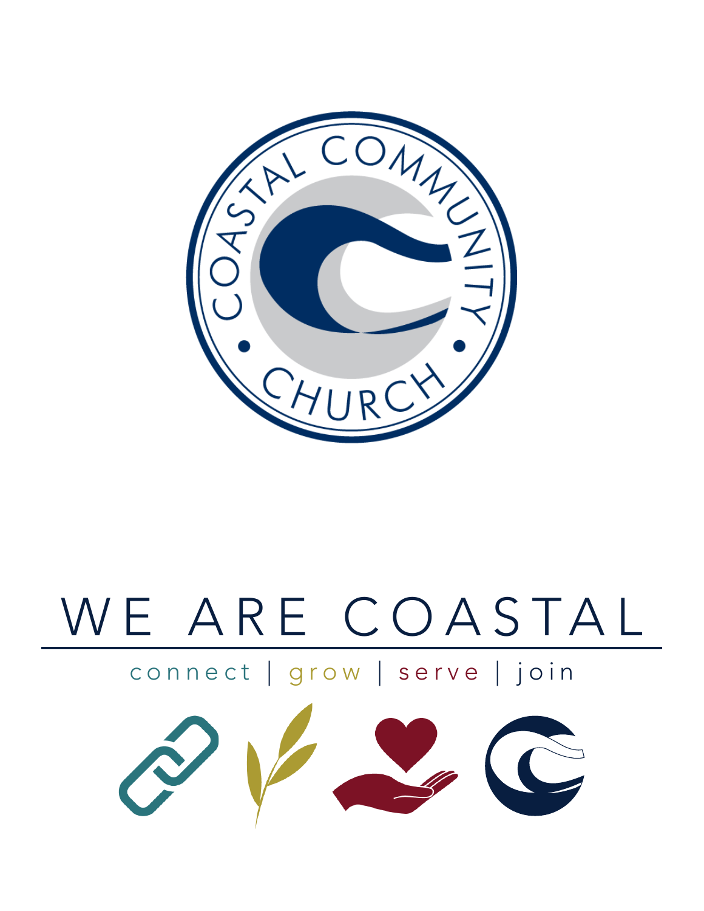COASTAL COMMUNITY CHURCH

# WE ARE COASTAL

connect | grow | serve | join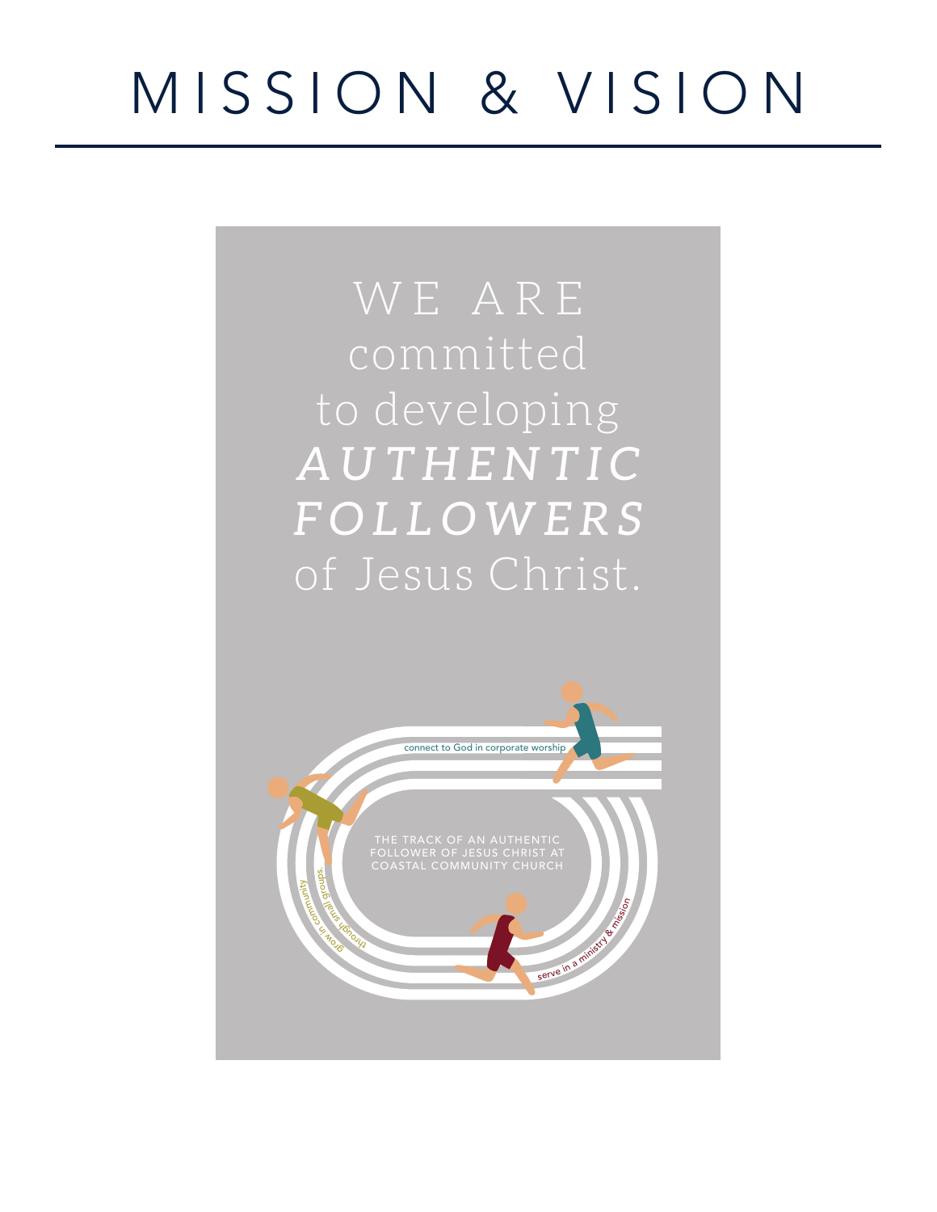# MISSION & VISION

WE ARE committed to developing ***AUTHENTIC FOLLOWERS*** of Jesus Christ.

connect to God in corporate worship

THE TRACK OF AN AUTHENTIC FOLLOWER OF JESUS CHRIST AT COASTAL COMMUNITY CHURCH

grow in community through small groups

serve in a ministry & mission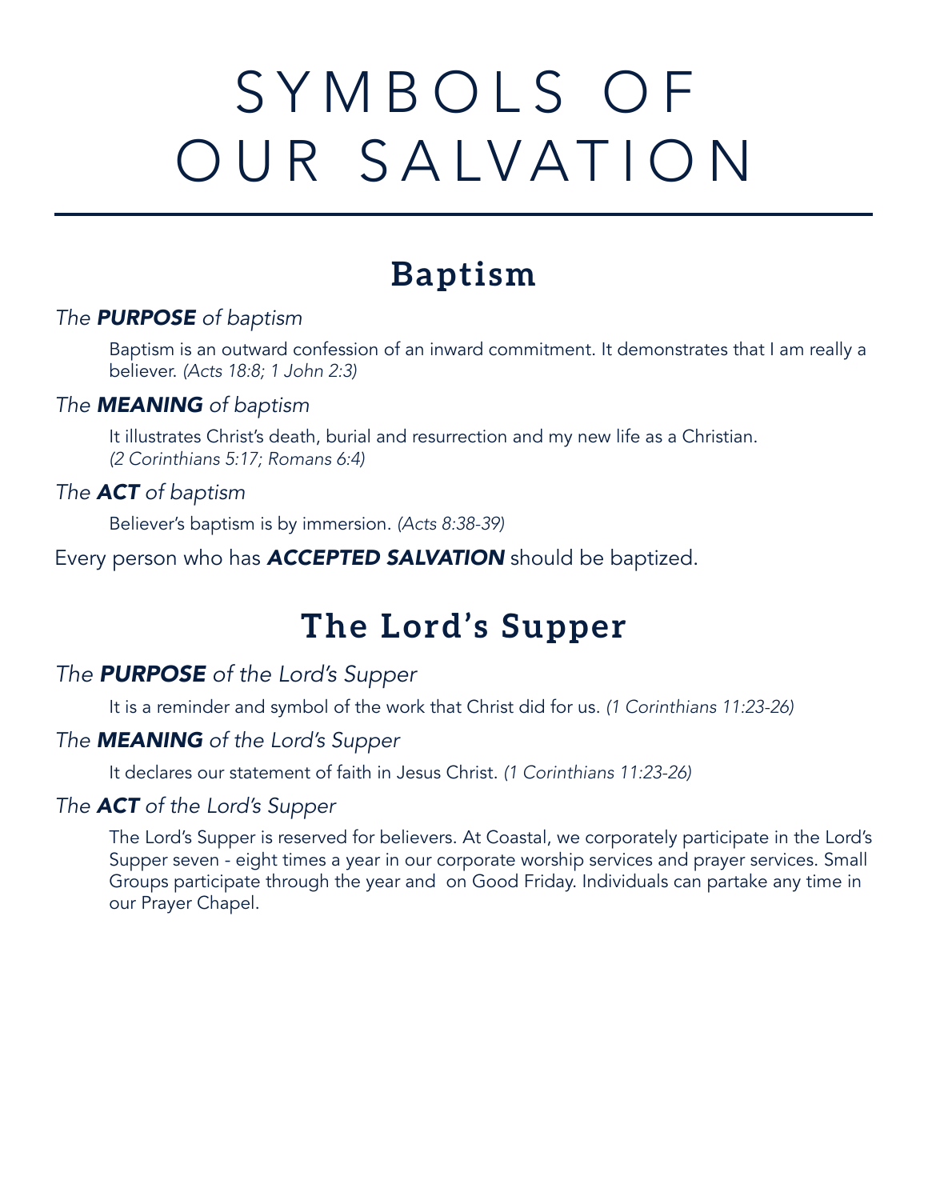# SYMBOLS OF OUR SALVATION

## Baptism

*The* ***PURPOSE*** *of baptism*

Baptism is an outward confession of an inward commitment. It demonstrates that I am really a believer. *(Acts 18:8; 1 John 2:3)*

*The* ***MEANING*** *of baptism*

It illustrates Christ's death, burial and resurrection and my new life as a Christian. *(2 Corinthians 5:17; Romans 6:4)*

*The* ***ACT*** *of baptism*

Believer's baptism is by immersion. *(Acts 8:38-39)*

Every person who has ***ACCEPTED SALVATION*** should be baptized.

## The Lord's Supper

*The* ***PURPOSE*** *of the Lord's Supper*

It is a reminder and symbol of the work that Christ did for us. *(1 Corinthians 11:23-26)*

*The* ***MEANING*** *of the Lord's Supper*

It declares our statement of faith in Jesus Christ. *(1 Corinthians 11:23-26)*

*The* ***ACT*** *of the Lord's Supper*

The Lord's Supper is reserved for believers. At Coastal, we corporately participate in the Lord's Supper seven - eight times a year in our corporate worship services and prayer services. Small Groups participate through the year and on Good Friday. Individuals can partake any time in our Prayer Chapel.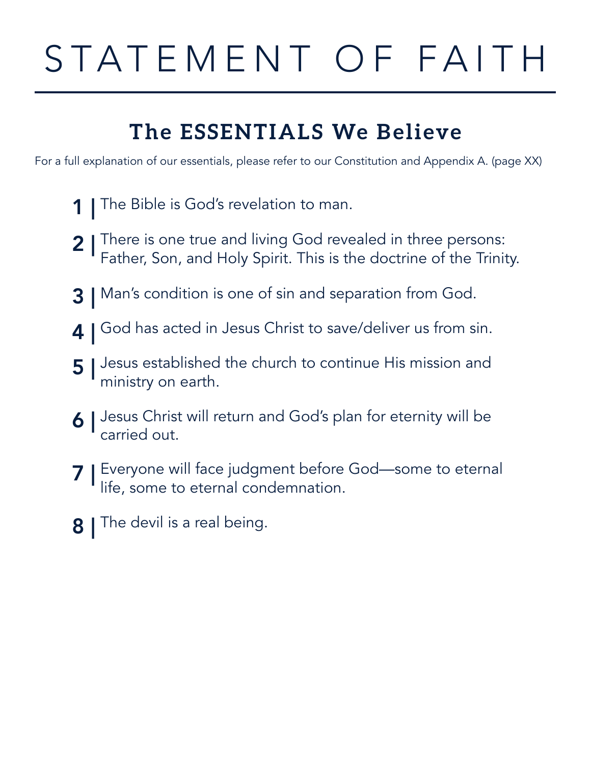# STATEMENT OF FAITH

## The ESSENTIALS We Believe

For a full explanation of our essentials, please refer to our Constitution and Appendix A. (page XX)

**1 |** The Bible is God's revelation to man.

**2 |** There is one true and living God revealed in three persons: Father, Son, and Holy Spirit. This is the doctrine of the Trinity.

**3 |** Man's condition is one of sin and separation from God.

**4 |** God has acted in Jesus Christ to save/deliver us from sin.

**5 |** Jesus established the church to continue His mission and ministry on earth.

**6 |** Jesus Christ will return and God's plan for eternity will be carried out.

**7 |** Everyone will face judgment before God—some to eternal life, some to eternal condemnation.

**8 |** The devil is a real being.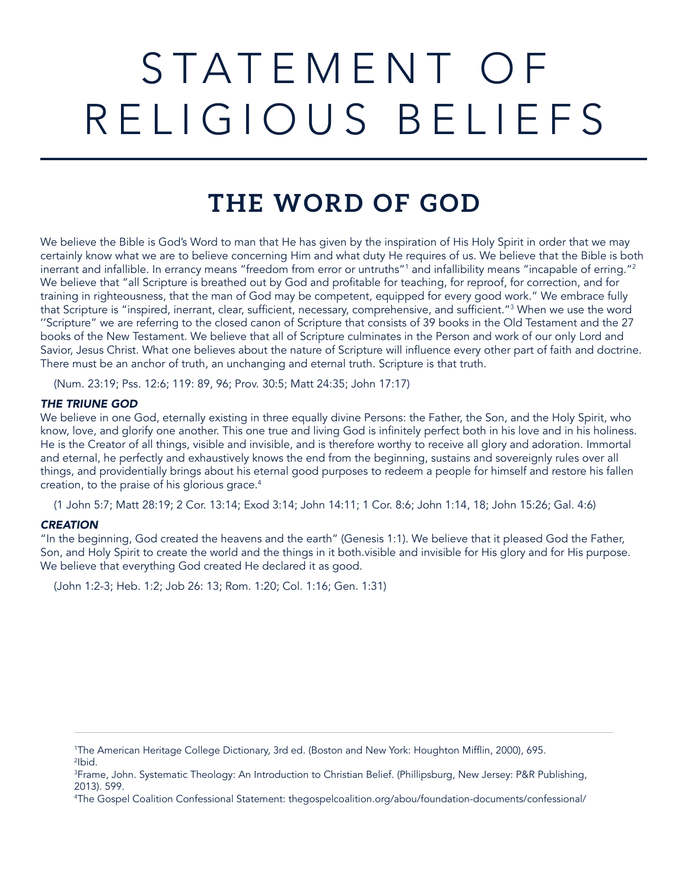# STATEMENT OF RELIGIOUS BELIEFS

## THE WORD OF GOD

We believe the Bible is God's Word to man that He has given by the inspiration of His Holy Spirit in order that we may certainly know what we are to believe concerning Him and what duty He requires of us. We believe that the Bible is both inerrant and infallible. In errancy means "freedom from error or untruths"[1] and infallibility means "incapable of erring."[2] We believe that "all Scripture is breathed out by God and profitable for teaching, for reproof, for correction, and for training in righteousness, that the man of God may be competent, equipped for every good work." We embrace fully that Scripture is "inspired, inerrant, clear, sufficient, necessary, comprehensive, and sufficient."[3] When we use the word ''Scripture" we are referring to the closed canon of Scripture that consists of 39 books in the Old Testament and the 27 books of the New Testament. We believe that all of Scripture culminates in the Person and work of our only Lord and Savior, Jesus Christ. What one believes about the nature of Scripture will influence every other part of faith and doctrine. There must be an anchor of truth, an unchanging and eternal truth. Scripture is that truth.

(Num. 23:19; Pss. 12:6; 119: 89, 96; Prov. 30:5; Matt 24:35; John 17:17)

### *THE TRIUNE GOD*

We believe in one God, eternally existing in three equally divine Persons: the Father, the Son, and the Holy Spirit, who know, love, and glorify one another. This one true and living God is infinitely perfect both in his love and in his holiness. He is the Creator of all things, visible and invisible, and is therefore worthy to receive all glory and adoration. Immortal and eternal, he perfectly and exhaustively knows the end from the beginning, sustains and sovereignly rules over all things, and providentially brings about his eternal good purposes to redeem a people for himself and restore his fallen creation, to the praise of his glorious grace.[4]

(1 John 5:7; Matt 28:19; 2 Cor. 13:14; Exod 3:14; John 14:11; 1 Cor. 8:6; John 1:14, 18; John 15:26; Gal. 4:6)

### *CREATION*

"In the beginning, God created the heavens and the earth" (Genesis 1:1). We believe that it pleased God the Father, Son, and Holy Spirit to create the world and the things in it both.visible and invisible for His glory and for His purpose. We believe that everything God created He declared it as good.

(John 1:2-3; Heb. 1:2; Job 26: 13; Rom. 1:20; Col. 1:16; Gen. 1:31)

---

[1]The American Heritage College Dictionary, 3rd ed. (Boston and New York: Houghton Mifflin, 2000), 695.
[2]Ibid.
[3]Frame, John. Systematic Theology: An Introduction to Christian Belief. (Phillipsburg, New Jersey: P&R Publishing, 2013). 599.
[4]The Gospel Coalition Confessional Statement: thegospelcoalition.org/abou/foundation-documents/confessional/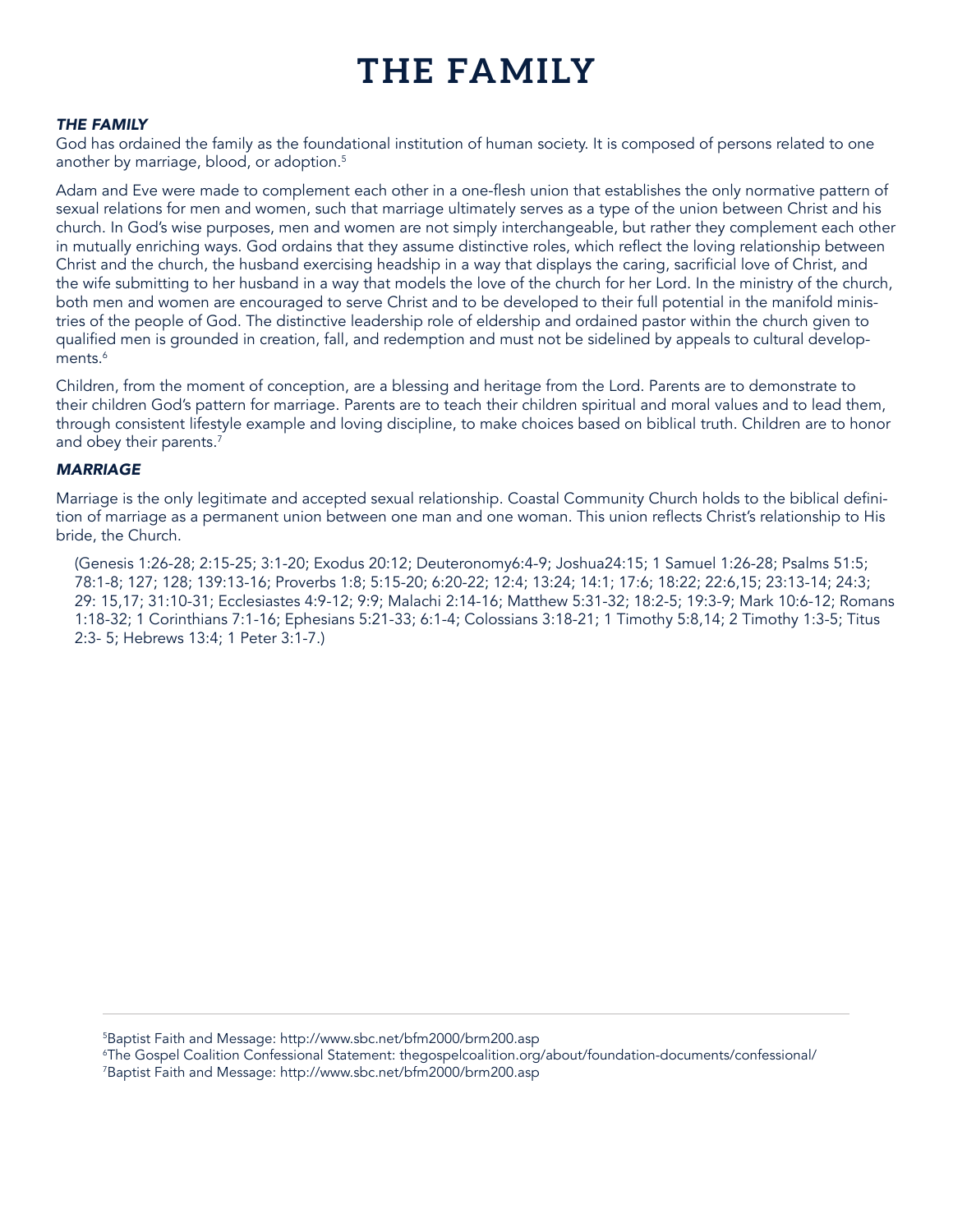# THE FAMILY

***THE FAMILY***

God has ordained the family as the foundational institution of human society. It is composed of persons related to one another by marriage, blood, or adoption.[5]

Adam and Eve were made to complement each other in a one-flesh union that establishes the only normative pattern of sexual relations for men and women, such that marriage ultimately serves as a type of the union between Christ and his church. In God's wise purposes, men and women are not simply interchangeable, but rather they complement each other in mutually enriching ways. God ordains that they assume distinctive roles, which reflect the loving relationship between Christ and the church, the husband exercising headship in a way that displays the caring, sacrificial love of Christ, and the wife submitting to her husband in a way that models the love of the church for her Lord. In the ministry of the church, both men and women are encouraged to serve Christ and to be developed to their full potential in the manifold ministries of the people of God. The distinctive leadership role of eldership and ordained pastor within the church given to qualified men is grounded in creation, fall, and redemption and must not be sidelined by appeals to cultural developments.[6]

Children, from the moment of conception, are a blessing and heritage from the Lord. Parents are to demonstrate to their children God's pattern for marriage. Parents are to teach their children spiritual and moral values and to lead them, through consistent lifestyle example and loving discipline, to make choices based on biblical truth. Children are to honor and obey their parents.[7]

***MARRIAGE***

Marriage is the only legitimate and accepted sexual relationship. Coastal Community Church holds to the biblical definition of marriage as a permanent union between one man and one woman. This union reflects Christ's relationship to His bride, the Church.

(Genesis 1:26-28; 2:15-25; 3:1-20; Exodus 20:12; Deuteronomy6:4-9; Joshua24:15; 1 Samuel 1:26-28; Psalms 51:5; 78:1-8; 127; 128; 139:13-16; Proverbs 1:8; 5:15-20; 6:20-22; 12:4; 13:24; 14:1; 17:6; 18:22; 22:6,15; 23:13-14; 24:3; 29: 15,17; 31:10-31; Ecclesiastes 4:9-12; 9:9; Malachi 2:14-16; Matthew 5:31-32; 18:2-5; 19:3-9; Mark 10:6-12; Romans 1:18-32; 1 Corinthians 7:1-16; Ephesians 5:21-33; 6:1-4; Colossians 3:18-21; 1 Timothy 5:8,14; 2 Timothy 1:3-5; Titus 2:3- 5; Hebrews 13:4; 1 Peter 3:1-7.)

---

[5] Baptist Faith and Message: http://www.sbc.net/bfm2000/brm200.asp
[6] The Gospel Coalition Confessional Statement: thegospelcoalition.org/about/foundation-documents/confessional/
[7] Baptist Faith and Message: http://www.sbc.net/bfm2000/brm200.asp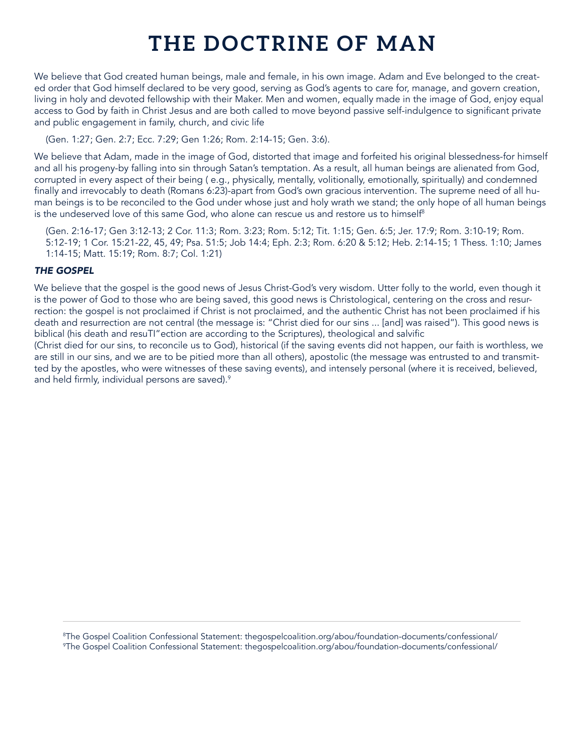# THE DOCTRINE OF MAN

We believe that God created human beings, male and female, in his own image. Adam and Eve belonged to the created order that God himself declared to be very good, serving as God's agents to care for, manage, and govern creation, living in holy and devoted fellowship with their Maker. Men and women, equally made in the image of God, enjoy equal access to God by faith in Christ Jesus and are both called to move beyond passive self-indulgence to significant private and public engagement in family, church, and civic life

(Gen. 1:27; Gen. 2:7; Ecc. 7:29; Gen 1:26; Rom. 2:14-15; Gen. 3:6).

We believe that Adam, made in the image of God, distorted that image and forfeited his original blessedness-for himself and all his progeny-by falling into sin through Satan's temptation. As a result, all human beings are alienated from God, corrupted in every aspect of their being ( e.g., physically, mentally, volitionally, emotionally, spiritually) and condemned finally and irrevocably to death (Romans 6:23)-apart from God's own gracious intervention. The supreme need of all human beings is to be reconciled to the God under whose just and holy wrath we stand; the only hope of all human beings is the undeserved love of this same God, who alone can rescue us and restore us to himself[8]

(Gen. 2:16-17; Gen 3:12-13; 2 Cor. 11:3; Rom. 3:23; Rom. 5:12; Tit. 1:15; Gen. 6:5; Jer. 17:9; Rom. 3:10-19; Rom. 5:12-19; 1 Cor. 15:21-22, 45, 49; Psa. 51:5; Job 14:4; Eph. 2:3; Rom. 6:20 & 5:12; Heb. 2:14-15; 1 Thess. 1:10; James 1:14-15; Matt. 15:19; Rom. 8:7; Col. 1:21)

### *THE GOSPEL*

We believe that the gospel is the good news of Jesus Christ-God's very wisdom. Utter folly to the world, even though it is the power of God to those who are being saved, this good news is Christological, centering on the cross and resurrection: the gospel is not proclaimed if Christ is not proclaimed, and the authentic Christ has not been proclaimed if his death and resurrection are not central (the message is: "Christ died for our sins ... [and] was raised"). This good news is biblical (his death and resuTI"ection are according to the Scriptures), theological and salvific (Christ died for our sins, to reconcile us to God), historical (if the saving events did not happen, our faith is worthless, we are still in our sins, and we are to be pitied more than all others), apostolic (the message was entrusted to and transmitted by the apostles, who were witnesses of these saving events), and intensely personal (where it is received, believed, and held firmly, individual persons are saved).[9]

---

[8]The Gospel Coalition Confessional Statement: thegospelcoalition.org/abou/foundation-documents/confessional/
[9]The Gospel Coalition Confessional Statement: thegospelcoalition.org/abou/foundation-documents/confessional/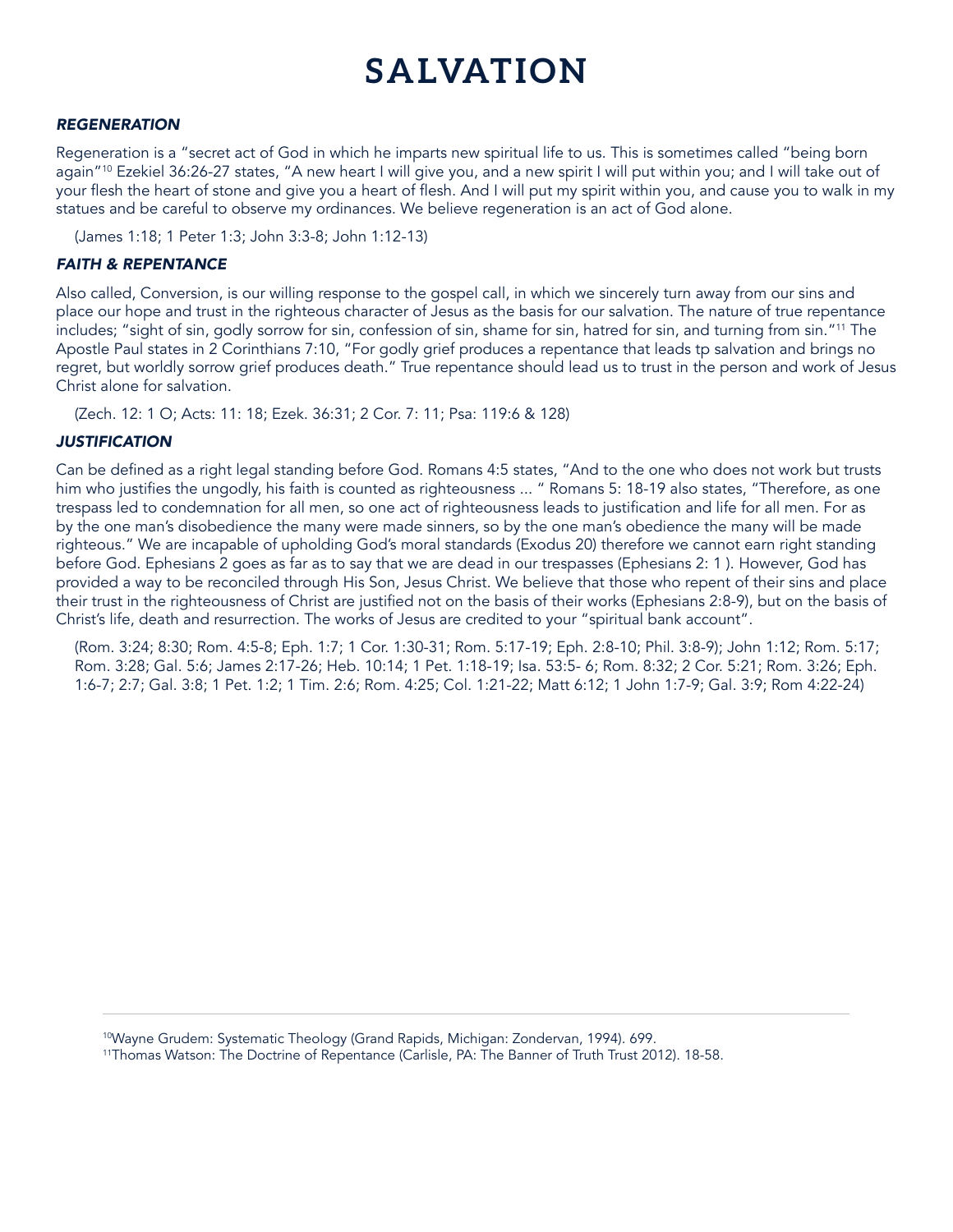# SALVATION

### *REGENERATION*

Regeneration is a "secret act of God in which he imparts new spiritual life to us. This is sometimes called "being born again"[10] Ezekiel 36:26-27 states, "A new heart I will give you, and a new spirit I will put within you; and I will take out of your flesh the heart of stone and give you a heart of flesh. And I will put my spirit within you, and cause you to walk in my statues and be careful to observe my ordinances. We believe regeneration is an act of God alone.

(James 1:18; 1 Peter 1:3; John 3:3-8; John 1:12-13)

### *FAITH & REPENTANCE*

Also called, Conversion, is our willing response to the gospel call, in which we sincerely turn away from our sins and place our hope and trust in the righteous character of Jesus as the basis for our salvation. The nature of true repentance includes; "sight of sin, godly sorrow for sin, confession of sin, shame for sin, hatred for sin, and turning from sin."[11] The Apostle Paul states in 2 Corinthians 7:10, "For godly grief produces a repentance that leads tp salvation and brings no regret, but worldly sorrow grief produces death." True repentance should lead us to trust in the person and work of Jesus Christ alone for salvation.

(Zech. 12: 1 O; Acts: 11: 18; Ezek. 36:31; 2 Cor. 7: 11; Psa: 119:6 & 128)

### *JUSTIFICATION*

Can be defined as a right legal standing before God. Romans 4:5 states, "And to the one who does not work but trusts him who justifies the ungodly, his faith is counted as righteousness ... " Romans 5: 18-19 also states, "Therefore, as one trespass led to condemnation for all men, so one act of righteousness leads to justification and life for all men. For as by the one man's disobedience the many were made sinners, so by the one man's obedience the many will be made righteous." We are incapable of upholding God's moral standards (Exodus 20) therefore we cannot earn right standing before God. Ephesians 2 goes as far as to say that we are dead in our trespasses (Ephesians 2: 1 ). However, God has provided a way to be reconciled through His Son, Jesus Christ. We believe that those who repent of their sins and place their trust in the righteousness of Christ are justified not on the basis of their works (Ephesians 2:8-9), but on the basis of Christ's life, death and resurrection. The works of Jesus are credited to your "spiritual bank account".

(Rom. 3:24; 8:30; Rom. 4:5-8; Eph. 1:7; 1 Cor. 1:30-31; Rom. 5:17-19; Eph. 2:8-10; Phil. 3:8-9); John 1:12; Rom. 5:17; Rom. 3:28; Gal. 5:6; James 2:17-26; Heb. 10:14; 1 Pet. 1:18-19; Isa. 53:5- 6; Rom. 8:32; 2 Cor. 5:21; Rom. 3:26; Eph. 1:6-7; 2:7; Gal. 3:8; 1 Pet. 1:2; 1 Tim. 2:6; Rom. 4:25; Col. 1:21-22; Matt 6:12; 1 John 1:7-9; Gal. 3:9; Rom 4:22-24)

---

[10] Wayne Grudem: Systematic Theology (Grand Rapids, Michigan: Zondervan, 1994). 699.

[11] Thomas Watson: The Doctrine of Repentance (Carlisle, PA: The Banner of Truth Trust 2012). 18-58.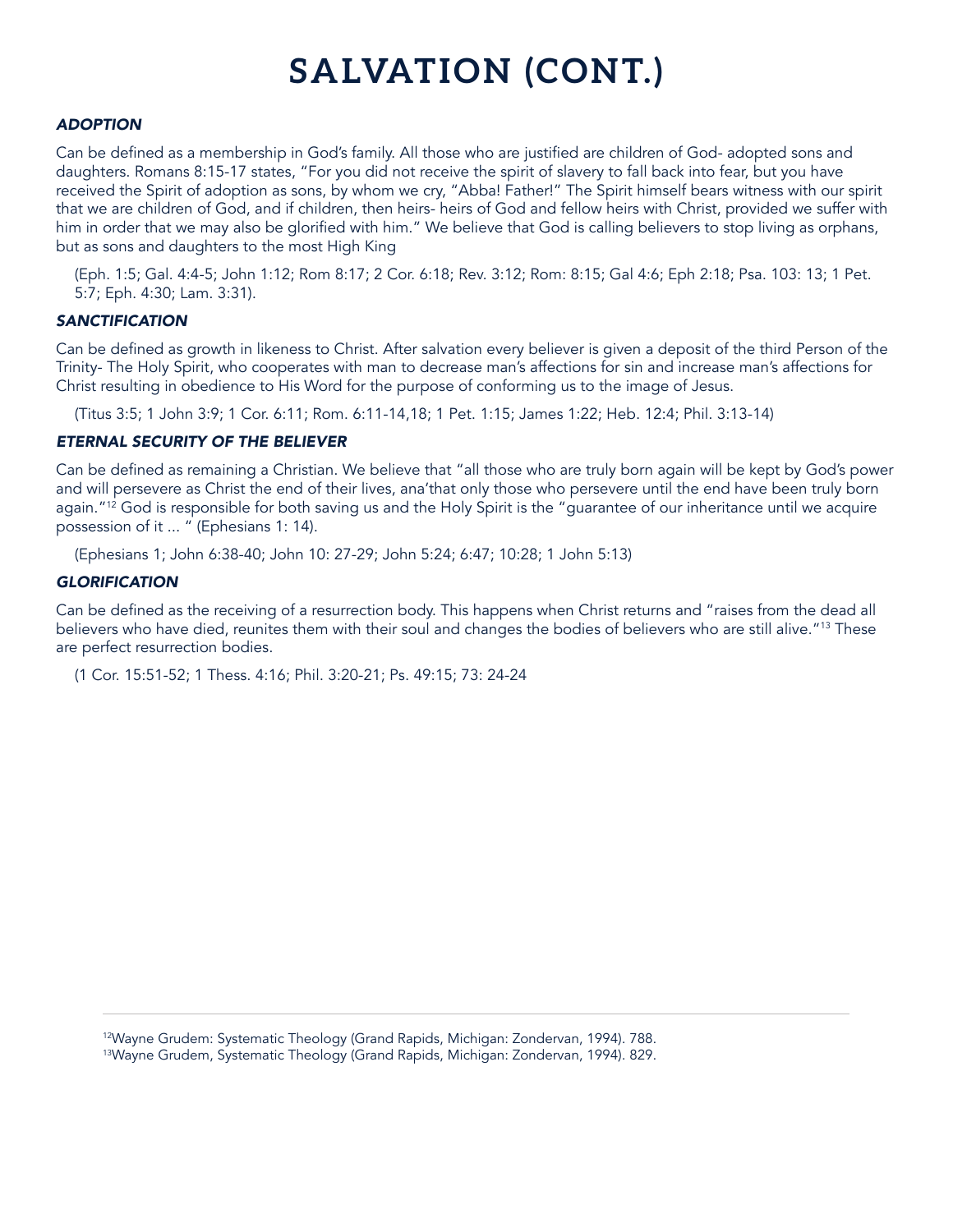# SALVATION (CONT.)

### *ADOPTION*

Can be defined as a membership in God's family. All those who are justified are children of God- adopted sons and daughters. Romans 8:15-17 states, "For you did not receive the spirit of slavery to fall back into fear, but you have received the Spirit of adoption as sons, by whom we cry, "Abba! Father!" The Spirit himself bears witness with our spirit that we are children of God, and if children, then heirs- heirs of God and fellow heirs with Christ, provided we suffer with him in order that we may also be glorified with him." We believe that God is calling believers to stop living as orphans, but as sons and daughters to the most High King

(Eph. 1:5; Gal. 4:4-5; John 1:12; Rom 8:17; 2 Cor. 6:18; Rev. 3:12; Rom: 8:15; Gal 4:6; Eph 2:18; Psa. 103: 13; 1 Pet. 5:7; Eph. 4:30; Lam. 3:31).

### *SANCTIFICATION*

Can be defined as growth in likeness to Christ. After salvation every believer is given a deposit of the third Person of the Trinity- The Holy Spirit, who cooperates with man to decrease man's affections for sin and increase man's affections for Christ resulting in obedience to His Word for the purpose of conforming us to the image of Jesus.

(Titus 3:5; 1 John 3:9; 1 Cor. 6:11; Rom. 6:11-14,18; 1 Pet. 1:15; James 1:22; Heb. 12:4; Phil. 3:13-14)

### *ETERNAL SECURITY OF THE BELIEVER*

Can be defined as remaining a Christian. We believe that "all those who are truly born again will be kept by God's power and will persevere as Christ the end of their lives, ana'that only those who persevere until the end have been truly born again."[12] God is responsible for both saving us and the Holy Spirit is the "guarantee of our inheritance until we acquire possession of it ... " (Ephesians 1: 14).

(Ephesians 1; John 6:38-40; John 10: 27-29; John 5:24; 6:47; 10:28; 1 John 5:13)

### *GLORIFICATION*

Can be defined as the receiving of a resurrection body. This happens when Christ returns and "raises from the dead all believers who have died, reunites them with their soul and changes the bodies of believers who are still alive."[13] These are perfect resurrection bodies.

(1 Cor. 15:51-52; 1 Thess. 4:16; Phil. 3:20-21; Ps. 49:15; 73: 24-24

---

[12]Wayne Grudem: Systematic Theology (Grand Rapids, Michigan: Zondervan, 1994). 788.
[13]Wayne Grudem, Systematic Theology (Grand Rapids, Michigan: Zondervan, 1994). 829.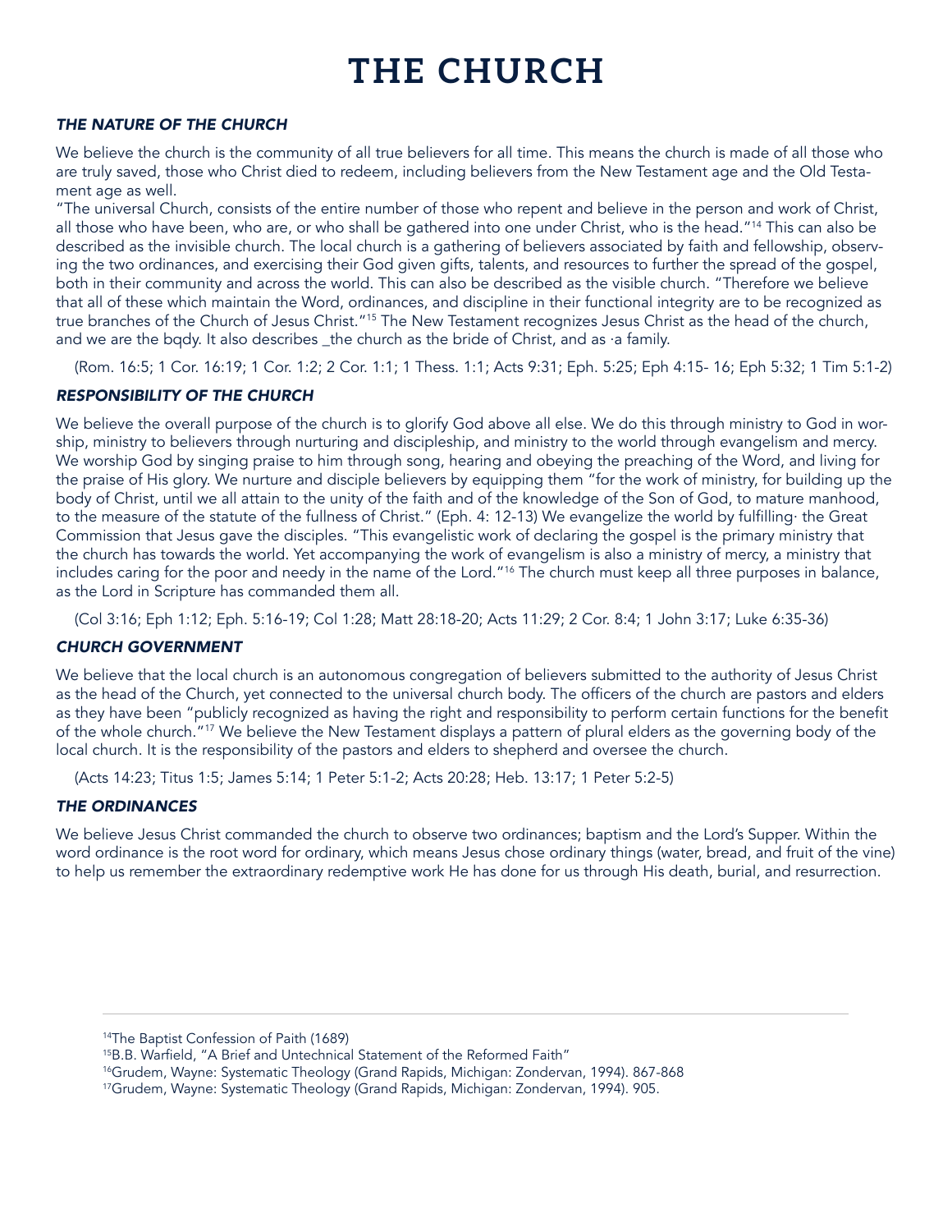# THE CHURCH

### *THE NATURE OF THE CHURCH*

We believe the church is the community of all true believers for all time. This means the church is made of all those who are truly saved, those who Christ died to redeem, including believers from the New Testament age and the Old Testament age as well.

"The universal Church, consists of the entire number of those who repent and believe in the person and work of Christ, all those who have been, who are, or who shall be gathered into one under Christ, who is the head."[14] This can also be described as the invisible church. The local church is a gathering of believers associated by faith and fellowship, observing the two ordinances, and exercising their God given gifts, talents, and resources to further the spread of the gospel, both in their community and across the world. This can also be described as the visible church. "Therefore we believe that all of these which maintain the Word, ordinances, and discipline in their functional integrity are to be recognized as true branches of the Church of Jesus Christ."[15] The New Testament recognizes Jesus Christ as the head of the church, and we are the bqdy. It also describes _the church as the bride of Christ, and as ·a family.

(Rom. 16:5; 1 Cor. 16:19; 1 Cor. 1:2; 2 Cor. 1:1; 1 Thess. 1:1; Acts 9:31; Eph. 5:25; Eph 4:15- 16; Eph 5:32; 1 Tim 5:1-2)

### *RESPONSIBILITY OF THE CHURCH*

We believe the overall purpose of the church is to glorify God above all else. We do this through ministry to God in worship, ministry to believers through nurturing and discipleship, and ministry to the world through evangelism and mercy. We worship God by singing praise to him through song, hearing and obeying the preaching of the Word, and living for the praise of His glory. We nurture and disciple believers by equipping them "for the work of ministry, for building up the body of Christ, until we all attain to the unity of the faith and of the knowledge of the Son of God, to mature manhood, to the measure of the statute of the fullness of Christ." (Eph. 4: 12-13) We evangelize the world by fulfilling· the Great Commission that Jesus gave the disciples. "This evangelistic work of declaring the gospel is the primary ministry that the church has towards the world. Yet accompanying the work of evangelism is also a ministry of mercy, a ministry that includes caring for the poor and needy in the name of the Lord."[16] The church must keep all three purposes in balance, as the Lord in Scripture has commanded them all.

(Col 3:16; Eph 1:12; Eph. 5:16-19; Col 1:28; Matt 28:18-20; Acts 11:29; 2 Cor. 8:4; 1 John 3:17; Luke 6:35-36)

### *CHURCH GOVERNMENT*

We believe that the local church is an autonomous congregation of believers submitted to the authority of Jesus Christ as the head of the Church, yet connected to the universal church body. The officers of the church are pastors and elders as they have been "publicly recognized as having the right and responsibility to perform certain functions for the benefit of the whole church."[17] We believe the New Testament displays a pattern of plural elders as the governing body of the local church. It is the responsibility of the pastors and elders to shepherd and oversee the church.

(Acts 14:23; Titus 1:5; James 5:14; 1 Peter 5:1-2; Acts 20:28; Heb. 13:17; 1 Peter 5:2-5)

### *THE ORDINANCES*

We believe Jesus Christ commanded the church to observe two ordinances; baptism and the Lord's Supper. Within the word ordinance is the root word for ordinary, which means Jesus chose ordinary things (water, bread, and fruit of the vine) to help us remember the extraordinary redemptive work He has done for us through His death, burial, and resurrection.

---

[14]The Baptist Confession of Paith (1689)

[15]B.B. Warfield, "A Brief and Untechnical Statement of the Reformed Faith"

[16]Grudem, Wayne: Systematic Theology (Grand Rapids, Michigan: Zondervan, 1994). 867-868

[17]Grudem, Wayne: Systematic Theology (Grand Rapids, Michigan: Zondervan, 1994). 905.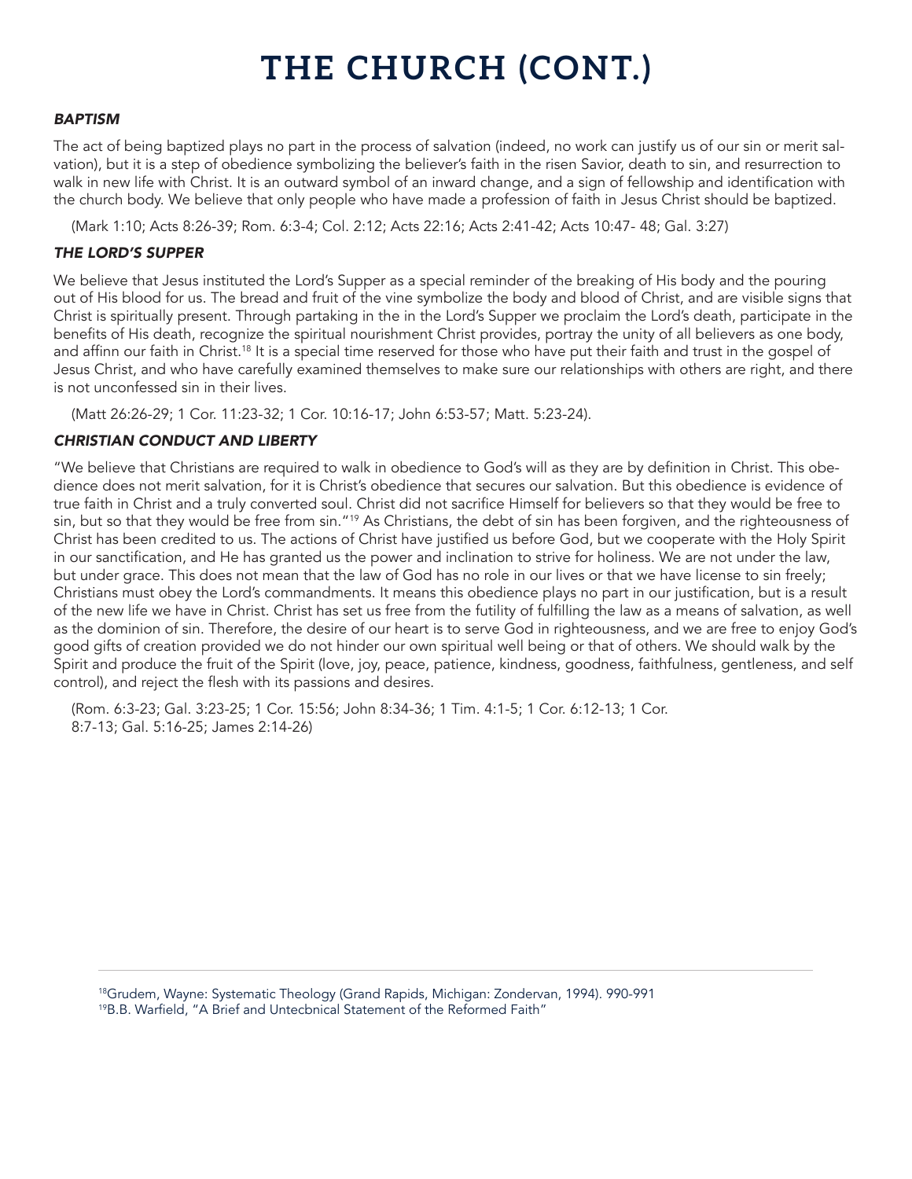# THE CHURCH (CONT.)

### *BAPTISM*

The act of being baptized plays no part in the process of salvation (indeed, no work can justify us of our sin or merit salvation), but it is a step of obedience symbolizing the believer's faith in the risen Savior, death to sin, and resurrection to walk in new life with Christ. It is an outward symbol of an inward change, and a sign of fellowship and identification with the church body. We believe that only people who have made a profession of faith in Jesus Christ should be baptized.

(Mark 1:10; Acts 8:26-39; Rom. 6:3-4; Col. 2:12; Acts 22:16; Acts 2:41-42; Acts 10:47- 48; Gal. 3:27)

### *THE LORD'S SUPPER*

We believe that Jesus instituted the Lord's Supper as a special reminder of the breaking of His body and the pouring out of His blood for us. The bread and fruit of the vine symbolize the body and blood of Christ, and are visible signs that Christ is spiritually present. Through partaking in the in the Lord's Supper we proclaim the Lord's death, participate in the benefits of His death, recognize the spiritual nourishment Christ provides, portray the unity of all believers as one body, and affinn our faith in Christ.[18] It is a special time reserved for those who have put their faith and trust in the gospel of Jesus Christ, and who have carefully examined themselves to make sure our relationships with others are right, and there is not unconfessed sin in their lives.

(Matt 26:26-29; 1 Cor. 11:23-32; 1 Cor. 10:16-17; John 6:53-57; Matt. 5:23-24).

### *CHRISTIAN CONDUCT AND LIBERTY*

"We believe that Christians are required to walk in obedience to God's will as they are by definition in Christ. This obedience does not merit salvation, for it is Christ's obedience that secures our salvation. But this obedience is evidence of true faith in Christ and a truly converted soul. Christ did not sacrifice Himself for believers so that they would be free to sin, but so that they would be free from sin."[19] As Christians, the debt of sin has been forgiven, and the righteousness of Christ has been credited to us. The actions of Christ have justified us before God, but we cooperate with the Holy Spirit in our sanctification, and He has granted us the power and inclination to strive for holiness. We are not under the law, but under grace. This does not mean that the law of God has no role in our lives or that we have license to sin freely; Christians must obey the Lord's commandments. It means this obedience plays no part in our justification, but is a result of the new life we have in Christ. Christ has set us free from the futility of fulfilling the law as a means of salvation, as well as the dominion of sin. Therefore, the desire of our heart is to serve God in righteousness, and we are free to enjoy God's good gifts of creation provided we do not hinder our own spiritual well being or that of others. We should walk by the Spirit and produce the fruit of the Spirit (love, joy, peace, patience, kindness, goodness, faithfulness, gentleness, and self control), and reject the flesh with its passions and desires.

(Rom. 6:3-23; Gal. 3:23-25; 1 Cor. 15:56; John 8:34-36; 1 Tim. 4:1-5; 1 Cor. 6:12-13; 1 Cor. 8:7-13; Gal. 5:16-25; James 2:14-26)

---

[18]Grudem, Wayne: Systematic Theology (Grand Rapids, Michigan: Zondervan, 1994). 990-991
[19]B.B. Warfield, "A Brief and Untecbnical Statement of the Reformed Faith"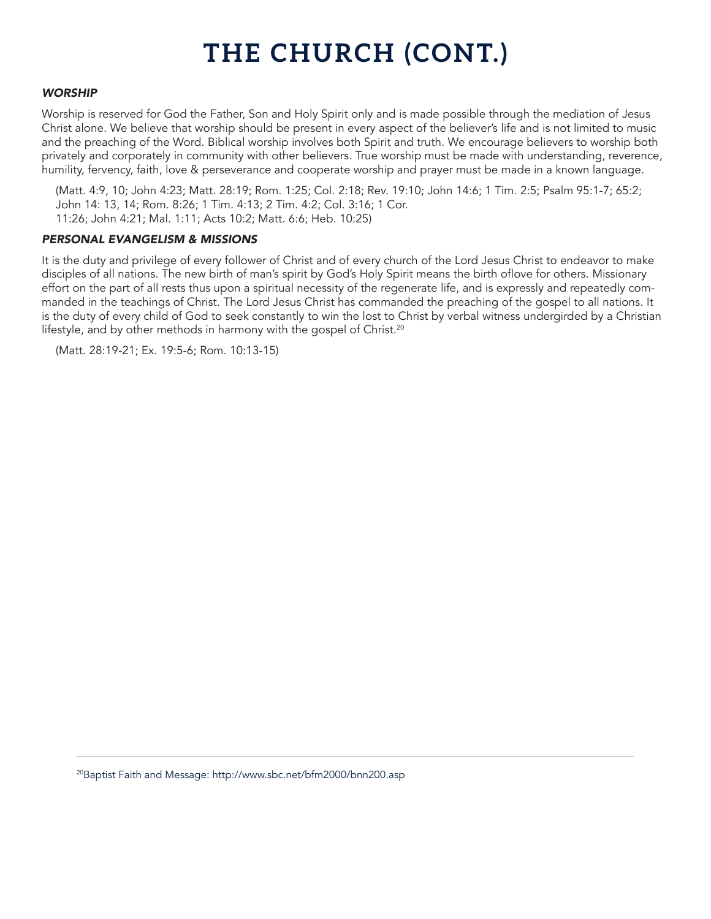# THE CHURCH (CONT.)

### *WORSHIP*

Worship is reserved for God the Father, Son and Holy Spirit only and is made possible through the mediation of Jesus Christ alone. We believe that worship should be present in every aspect of the believer's life and is not limited to music and the preaching of the Word. Biblical worship involves both Spirit and truth. We encourage believers to worship both privately and corporately in community with other believers. True worship must be made with understanding, reverence, humility, fervency, faith, love & perseverance and cooperate worship and prayer must be made in a known language.

(Matt. 4:9, 10; John 4:23; Matt. 28:19; Rom. 1:25; Col. 2:18; Rev. 19:10; John 14:6; 1 Tim. 2:5; Psalm 95:1-7; 65:2; John 14: 13, 14; Rom. 8:26; 1 Tim. 4:13; 2 Tim. 4:2; Col. 3:16; 1 Cor. 11:26; John 4:21; Mal. 1:11; Acts 10:2; Matt. 6:6; Heb. 10:25)

### *PERSONAL EVANGELISM & MISSIONS*

It is the duty and privilege of every follower of Christ and of every church of the Lord Jesus Christ to endeavor to make disciples of all nations. The new birth of man's spirit by God's Holy Spirit means the birth oflove for others. Missionary effort on the part of all rests thus upon a spiritual necessity of the regenerate life, and is expressly and repeatedly commanded in the teachings of Christ. The Lord Jesus Christ has commanded the preaching of the gospel to all nations. It is the duty of every child of God to seek constantly to win the lost to Christ by verbal witness undergirded by a Christian lifestyle, and by other methods in harmony with the gospel of Christ.[20]

(Matt. 28:19-21; Ex. 19:5-6; Rom. 10:13-15)

---

[20]Baptist Faith and Message: http://www.sbc.net/bfm2000/bnn200.asp